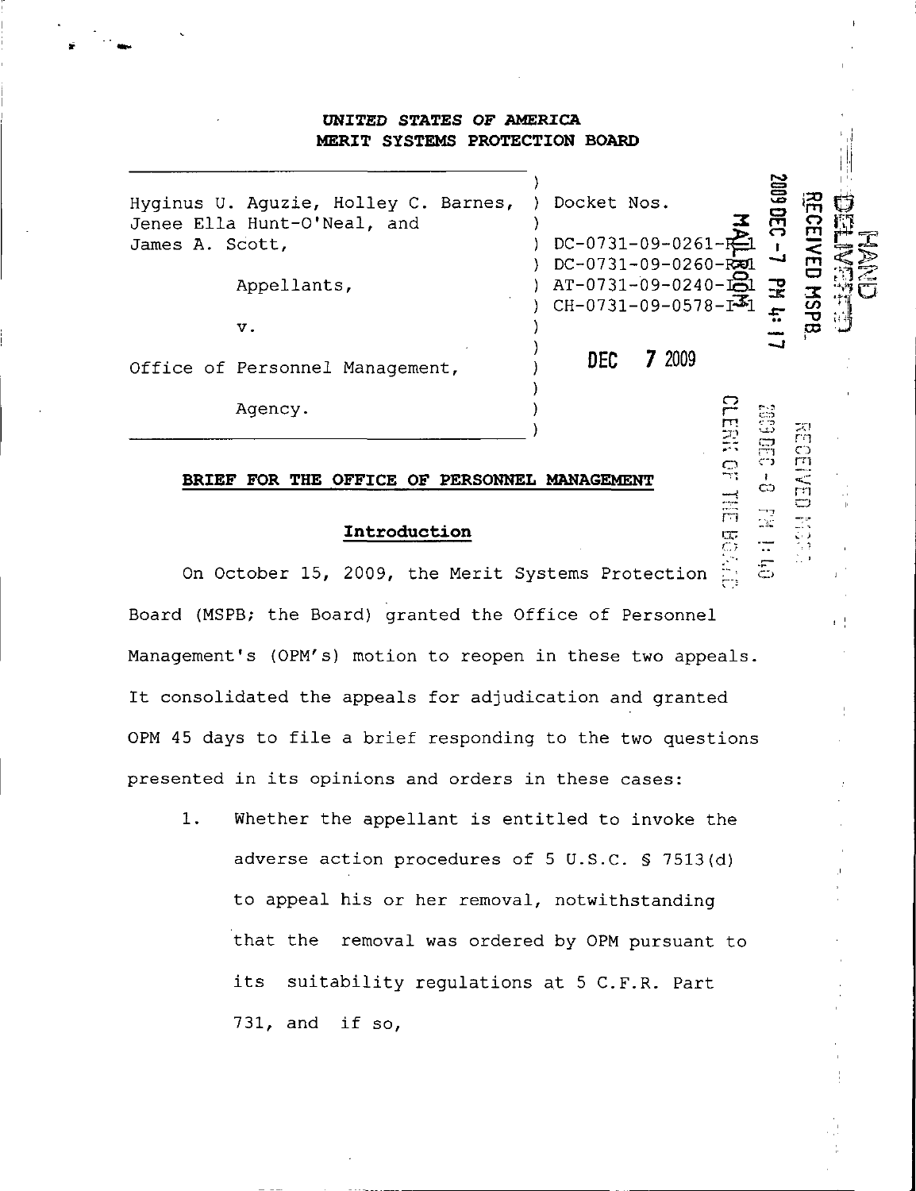UNITED STATES OF AMERICA
MERIT SYSTEMS PROTECTION BOARD

| | |
|---|---|
| Hyginus U. Aguzie, Holley C. Barnes, Jenee Ella Hunt-O'Neal, and James A. Scott, | Docket Nos. |
| Appellants, | DC-0731-09-0261-R1 |
| v. | DC-0731-09-0260-R1 |
| Office of Personnel Management, | AT-0731-09-0240-I1 |
| Agency. | CH-0731-09-0578-I1 |

HAND DELIVERED
RECEIVED MSPB
2009 DEC -7 PM 4:17
MAILROOM

DEC 7 2009

RECEIVED MSPB
2009 DEC -8 PM 1:40
CLERK OF THE BOARD

## BRIEF FOR THE OFFICE OF PERSONNEL MANAGEMENT

### Introduction

On October 15, 2009, the Merit Systems Protection Board (MSPB; the Board) granted the Office of Personnel Management's (OPM's) motion to reopen in these two appeals. It consolidated the appeals for adjudication and granted OPM 45 days to file a brief responding to the two questions presented in its opinions and orders in these cases:

1. Whether the appellant is entitled to invoke the adverse action procedures of 5 U.S.C. § 7513(d) to appeal his or her removal, notwithstanding that the removal was ordered by OPM pursuant to its suitability regulations at 5 C.F.R. Part 731, and if so,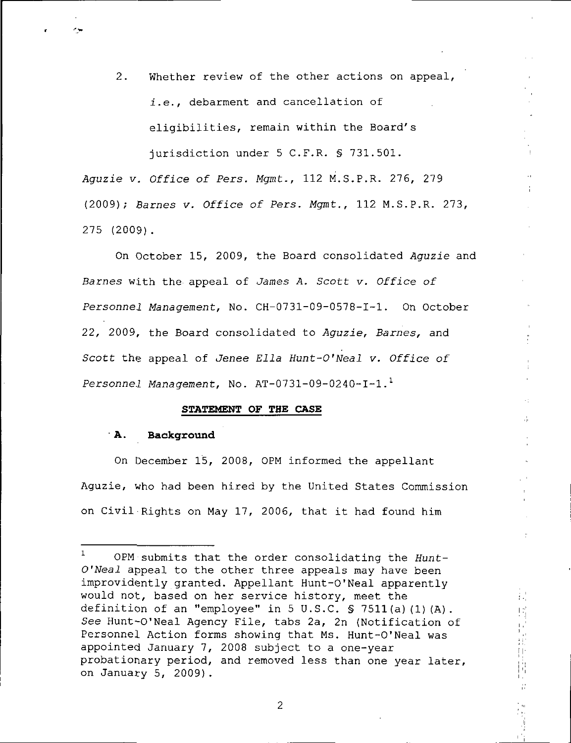2. Whether review of the other actions on appeal, *i.e.*, debarment and cancellation of eligibilities, remain within the Board's jurisdiction under 5 C.F.R. § 731.501.

*Aguzie v. Office of Pers. Mgmt.*, 112 M.S.P.R. 276, 279 (2009); *Barnes v. Office of Pers. Mgmt.*, 112 M.S.P.R. 273, 275 (2009).

On October 15, 2009, the Board consolidated *Aguzie* and *Barnes* with the appeal of *James A. Scott v. Office of Personnel Management*, No. CH-0731-09-0578-I-1. On October 22, 2009, the Board consolidated to *Aguzie*, *Barnes*, and *Scott* the appeal of *Jenee Ella Hunt-O'Neal v. Office of Personnel Management*, No. AT-0731-09-0240-I-1.[1]

**STATEMENT OF THE CASE**

**A. Background**

On December 15, 2008, OPM informed the appellant Aguzie, who had been hired by the United States Commission on Civil Rights on May 17, 2006, that it had found him

---

[1] OPM submits that the order consolidating the *Hunt-O'Neal* appeal to the other three appeals may have been improvidently granted. Appellant Hunt-O'Neal apparently would not, based on her service history, meet the definition of an "employee" in 5 U.S.C. § 7511(a)(1)(A). *See* Hunt-O'Neal Agency File, tabs 2a, 2n (Notification of Personnel Action forms showing that Ms. Hunt-O'Neal was appointed January 7, 2008 subject to a one-year probationary period, and removed less than one year later, on January 5, 2009).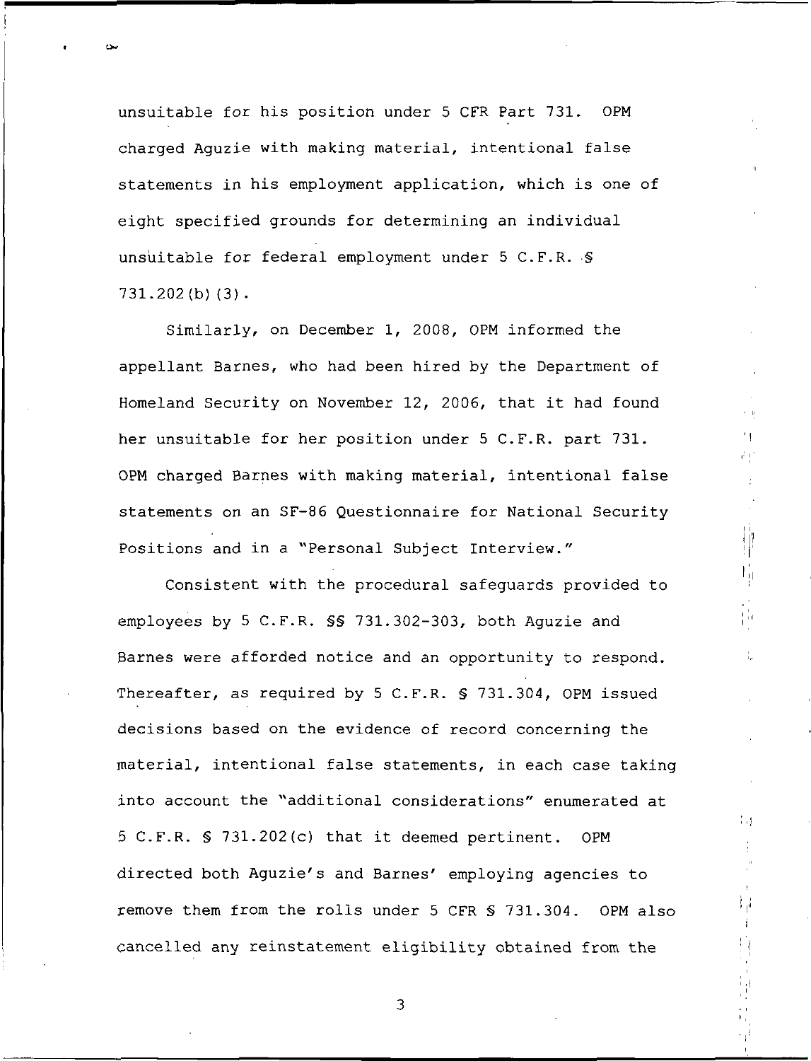unsuitable for his position under 5 CFR Part 731. OPM charged Aguzie with making material, intentional false statements in his employment application, which is one of eight specified grounds for determining an individual unsuitable for federal employment under 5 C.F.R. § 731.202(b)(3).

Similarly, on December 1, 2008, OPM informed the appellant Barnes, who had been hired by the Department of Homeland Security on November 12, 2006, that it had found her unsuitable for her position under 5 C.F.R. part 731. OPM charged Barnes with making material, intentional false statements on an SF-86 Questionnaire for National Security Positions and in a "Personal Subject Interview."

Consistent with the procedural safeguards provided to employees by 5 C.F.R. §§ 731.302-303, both Aguzie and Barnes were afforded notice and an opportunity to respond. Thereafter, as required by 5 C.F.R. § 731.304, OPM issued decisions based on the evidence of record concerning the material, intentional false statements, in each case taking into account the "additional considerations" enumerated at 5 C.F.R. § 731.202(c) that it deemed pertinent. OPM directed both Aguzie's and Barnes' employing agencies to remove them from the rolls under 5 CFR § 731.304. OPM also cancelled any reinstatement eligibility obtained from the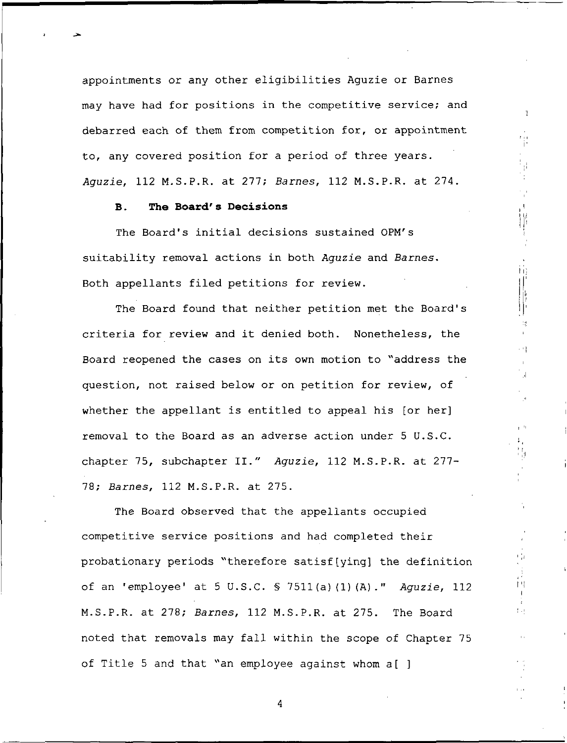appointments or any other eligibilities Aguzie or Barnes may have had for positions in the competitive service; and debarred each of them from competition for, or appointment to, any covered position for a period of three years. *Aguzie*, 112 M.S.P.R. at 277; *Barnes*, 112 M.S.P.R. at 274.

### B. The Board's Decisions

The Board's initial decisions sustained OPM's suitability removal actions in both *Aguzie* and *Barnes*. Both appellants filed petitions for review.

The Board found that neither petition met the Board's criteria for review and it denied both. Nonetheless, the Board reopened the cases on its own motion to "address the question, not raised below or on petition for review, of whether the appellant is entitled to appeal his [or her] removal to the Board as an adverse action under 5 U.S.C. chapter 75, subchapter II." *Aguzie*, 112 M.S.P.R. at 277-78; *Barnes*, 112 M.S.P.R. at 275.

The Board observed that the appellants occupied competitive service positions and had completed their probationary periods "therefore satisf[ying] the definition of an 'employee' at 5 U.S.C. § 7511(a)(1)(A)." *Aguzie*, 112 M.S.P.R. at 278; *Barnes*, 112 M.S.P.R. at 275. The Board noted that removals may fall within the scope of Chapter 75 of Title 5 and that "an employee against whom a[ ]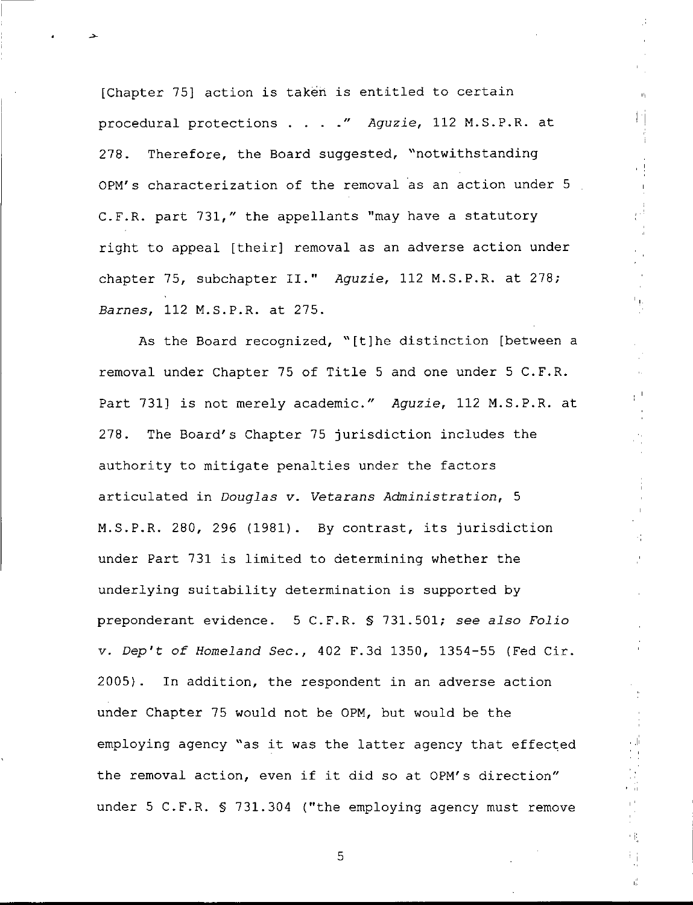[Chapter 75] action is taken is entitled to certain procedural protections . . . ." *Aguzie*, 112 M.S.P.R. at 278. Therefore, the Board suggested, "notwithstanding OPM's characterization of the removal as an action under 5 C.F.R. part 731," the appellants "may have a statutory right to appeal [their] removal as an adverse action under chapter 75, subchapter II." *Aguzie*, 112 M.S.P.R. at 278; *Barnes*, 112 M.S.P.R. at 275.

As the Board recognized, "[t]he distinction [between a removal under Chapter 75 of Title 5 and one under 5 C.F.R. Part 731] is not merely academic." *Aguzie*, 112 M.S.P.R. at 278. The Board's Chapter 75 jurisdiction includes the authority to mitigate penalties under the factors articulated in *Douglas v. Vetarans Administration*, 5 M.S.P.R. 280, 296 (1981). By contrast, its jurisdiction under Part 731 is limited to determining whether the underlying suitability determination is supported by preponderant evidence. 5 C.F.R. § 731.501; *see also Folio v. Dep't of Homeland Sec.*, 402 F.3d 1350, 1354-55 (Fed Cir. 2005). In addition, the respondent in an adverse action under Chapter 75 would not be OPM, but would be the employing agency "as it was the latter agency that effected the removal action, even if it did so at OPM's direction" under 5 C.F.R. § 731.304 ("the employing agency must remove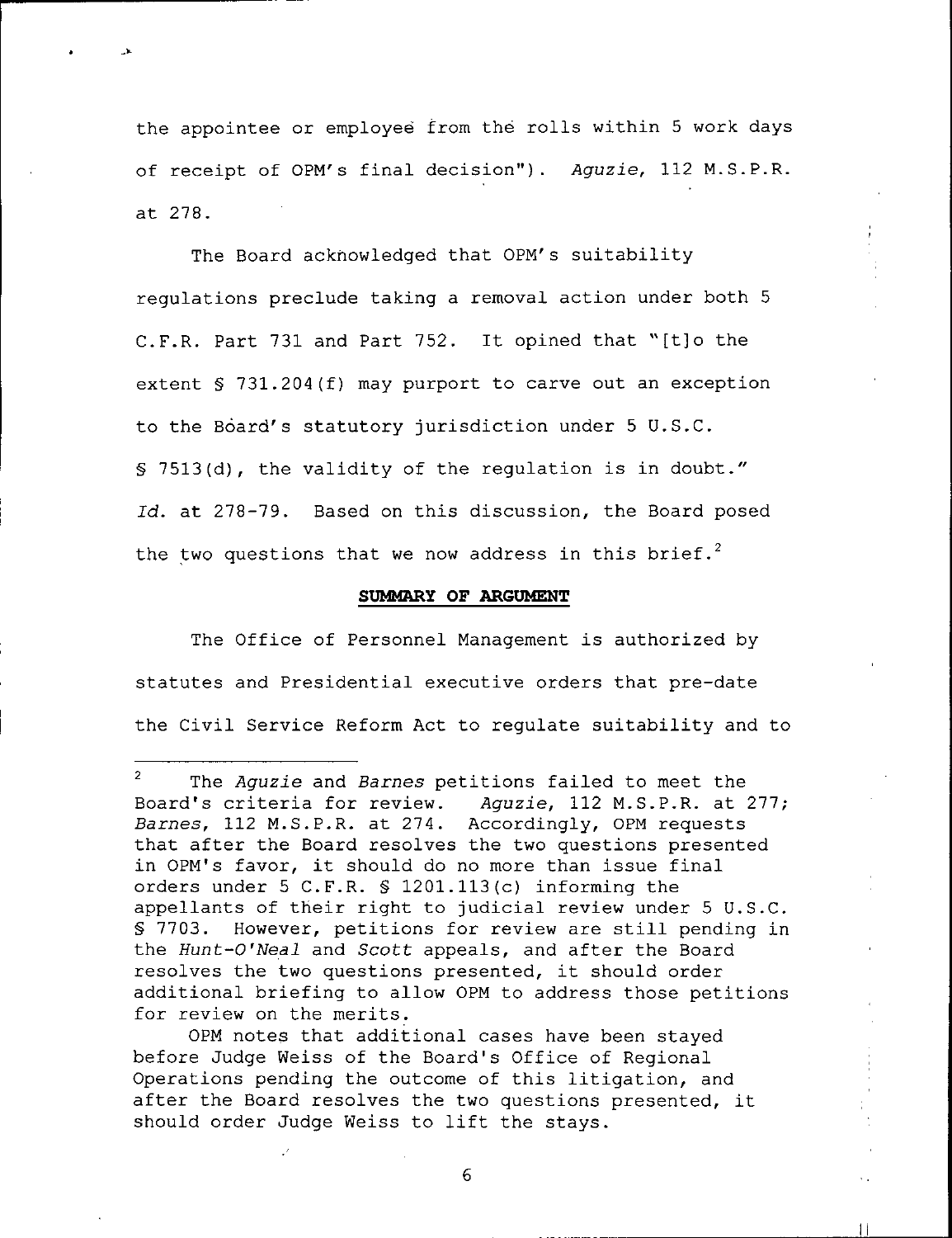the appointee or employee from the rolls within 5 work days of receipt of OPM's final decision"). *Aguzie*, 112 M.S.P.R. at 278.

The Board acknowledged that OPM's suitability regulations preclude taking a removal action under both 5 C.F.R. Part 731 and Part 752. It opined that "[t]o the extent § 731.204(f) may purport to carve out an exception to the Board's statutory jurisdiction under 5 U.S.C. § 7513(d), the validity of the regulation is in doubt." *Id.* at 278-79. Based on this discussion, the Board posed the two questions that we now address in this brief.[2]

**SUMMARY OF ARGUMENT**

The Office of Personnel Management is authorized by statutes and Presidential executive orders that pre-date the Civil Service Reform Act to regulate suitability and to

---

[2] The *Aguzie* and *Barnes* petitions failed to meet the Board's criteria for review. *Aguzie*, 112 M.S.P.R. at 277; *Barnes*, 112 M.S.P.R. at 274. Accordingly, OPM requests that after the Board resolves the two questions presented in OPM's favor, it should do no more than issue final orders under 5 C.F.R. § 1201.113(c) informing the appellants of their right to judicial review under 5 U.S.C. § 7703. However, petitions for review are still pending in the *Hunt-O'Neal* and *Scott* appeals, and after the Board resolves the two questions presented, it should order additional briefing to allow OPM to address those petitions for review on the merits.

OPM notes that additional cases have been stayed before Judge Weiss of the Board's Office of Regional Operations pending the outcome of this litigation, and after the Board resolves the two questions presented, it should order Judge Weiss to lift the stays.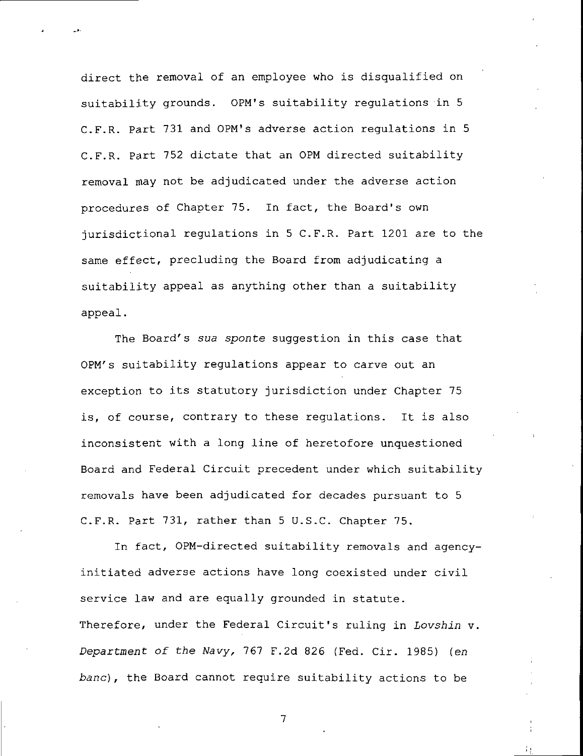direct the removal of an employee who is disqualified on suitability grounds. OPM's suitability regulations in 5 C.F.R. Part 731 and OPM's adverse action regulations in 5 C.F.R. Part 752 dictate that an OPM directed suitability removal may not be adjudicated under the adverse action procedures of Chapter 75. In fact, the Board's own jurisdictional regulations in 5 C.F.R. Part 1201 are to the same effect, precluding the Board from adjudicating a suitability appeal as anything other than a suitability appeal.

The Board's *sua sponte* suggestion in this case that OPM's suitability regulations appear to carve out an exception to its statutory jurisdiction under Chapter 75 is, of course, contrary to these regulations. It is also inconsistent with a long line of heretofore unquestioned Board and Federal Circuit precedent under which suitability removals have been adjudicated for decades pursuant to 5 C.F.R. Part 731, rather than 5 U.S.C. Chapter 75.

In fact, OPM-directed suitability removals and agency-initiated adverse actions have long coexisted under civil service law and are equally grounded in statute. Therefore, under the Federal Circuit's ruling in *Lovshin v. Department of the Navy*, 767 F.2d 826 (Fed. Cir. 1985) (*en banc*), the Board cannot require suitability actions to be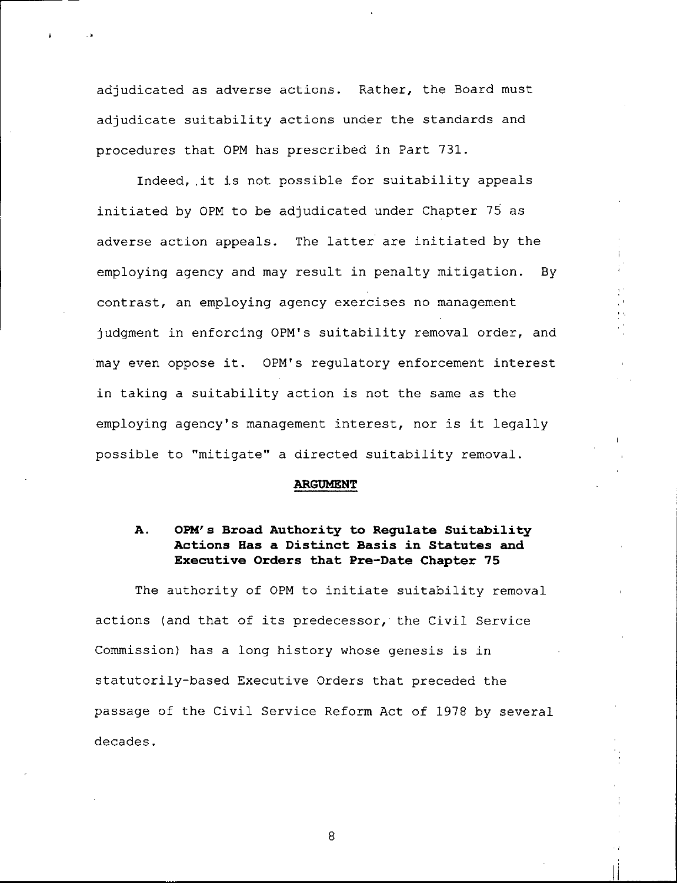adjudicated as adverse actions. Rather, the Board must adjudicate suitability actions under the standards and procedures that OPM has prescribed in Part 731.

Indeed, it is not possible for suitability appeals initiated by OPM to be adjudicated under Chapter 75 as adverse action appeals. The latter are initiated by the employing agency and may result in penalty mitigation. By contrast, an employing agency exercises no management judgment in enforcing OPM's suitability removal order, and may even oppose it. OPM's regulatory enforcement interest in taking a suitability action is not the same as the employing agency's management interest, nor is it legally possible to "mitigate" a directed suitability removal.

## ARGUMENT

### A. OPM's Broad Authority to Regulate Suitability Actions Has a Distinct Basis in Statutes and Executive Orders that Pre-Date Chapter 75

The authority of OPM to initiate suitability removal actions (and that of its predecessor, the Civil Service Commission) has a long history whose genesis is in statutorily-based Executive Orders that preceded the passage of the Civil Service Reform Act of 1978 by several decades.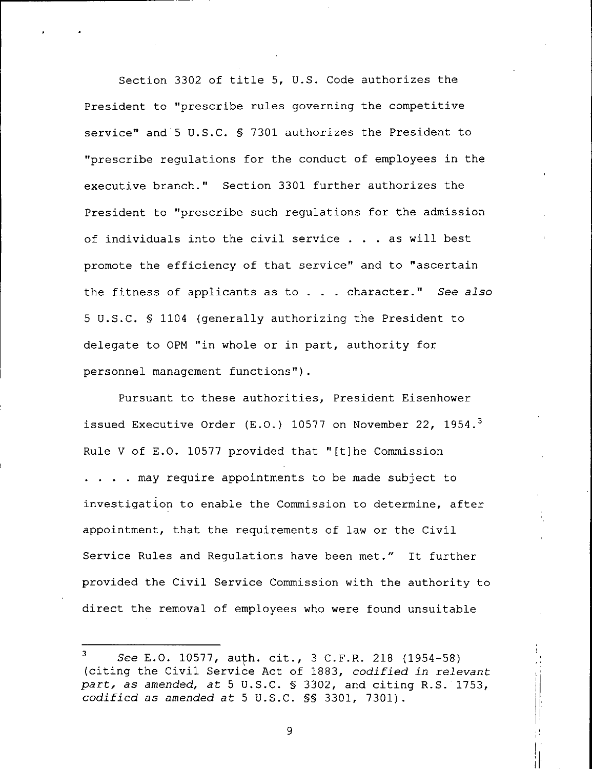Section 3302 of title 5, U.S. Code authorizes the President to "prescribe rules governing the competitive service" and 5 U.S.C. § 7301 authorizes the President to "prescribe regulations for the conduct of employees in the executive branch." Section 3301 further authorizes the President to "prescribe such regulations for the admission of individuals into the civil service . . . as will best promote the efficiency of that service" and to "ascertain the fitness of applicants as to . . . character." *See also* 5 U.S.C. § 1104 (generally authorizing the President to delegate to OPM "in whole or in part, authority for personnel management functions").

Pursuant to these authorities, President Eisenhower issued Executive Order (E.O.) 10577 on November 22, 1954.[3] Rule V of E.O. 10577 provided that "[t]he Commission . . . . may require appointments to be made subject to investigation to enable the Commission to determine, after appointment, that the requirements of law or the Civil Service Rules and Regulations have been met." It further provided the Civil Service Commission with the authority to direct the removal of employees who were found unsuitable

---

[3] *See* E.O. 10577, auth. cit., 3 C.F.R. 218 (1954-58) (citing the Civil Service Act of 1883, *codified in relevant part, as amended, at* 5 U.S.C. § 3302, and citing R.S. 1753, *codified as amended at* 5 U.S.C. §§ 3301, 7301).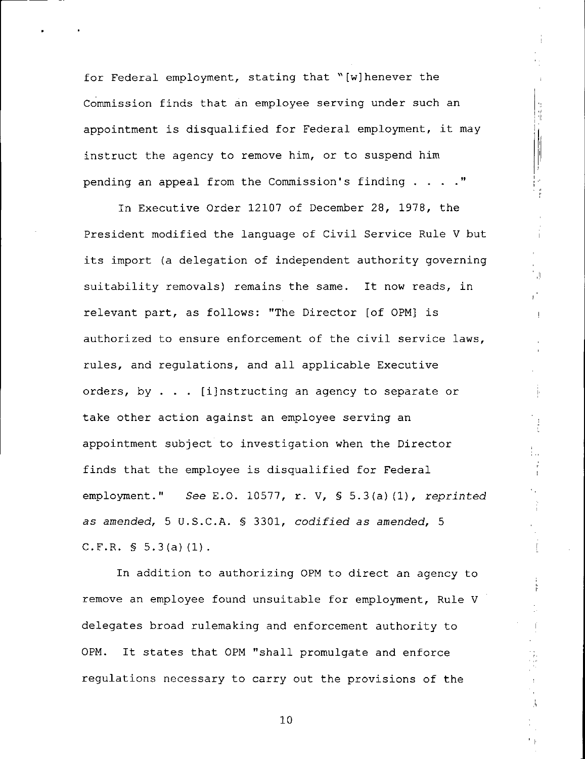for Federal employment, stating that "[w]henever the Commission finds that an employee serving under such an appointment is disqualified for Federal employment, it may instruct the agency to remove him, or to suspend him pending an appeal from the Commission's finding . . . ."

In Executive Order 12107 of December 28, 1978, the President modified the language of Civil Service Rule V but its import (a delegation of independent authority governing suitability removals) remains the same. It now reads, in relevant part, as follows: "The Director [of OPM] is authorized to ensure enforcement of the civil service laws, rules, and regulations, and all applicable Executive orders, by . . . [i]nstructing an agency to separate or take other action against an employee serving an appointment subject to investigation when the Director finds that the employee is disqualified for Federal employment." *See* E.O. 10577, r. V, § 5.3(a)(1), *reprinted as amended*, 5 U.S.C.A. § 3301, *codified as amended*, 5 C.F.R. § 5.3(a)(1).

In addition to authorizing OPM to direct an agency to remove an employee found unsuitable for employment, Rule V delegates broad rulemaking and enforcement authority to OPM. It states that OPM "shall promulgate and enforce regulations necessary to carry out the provisions of the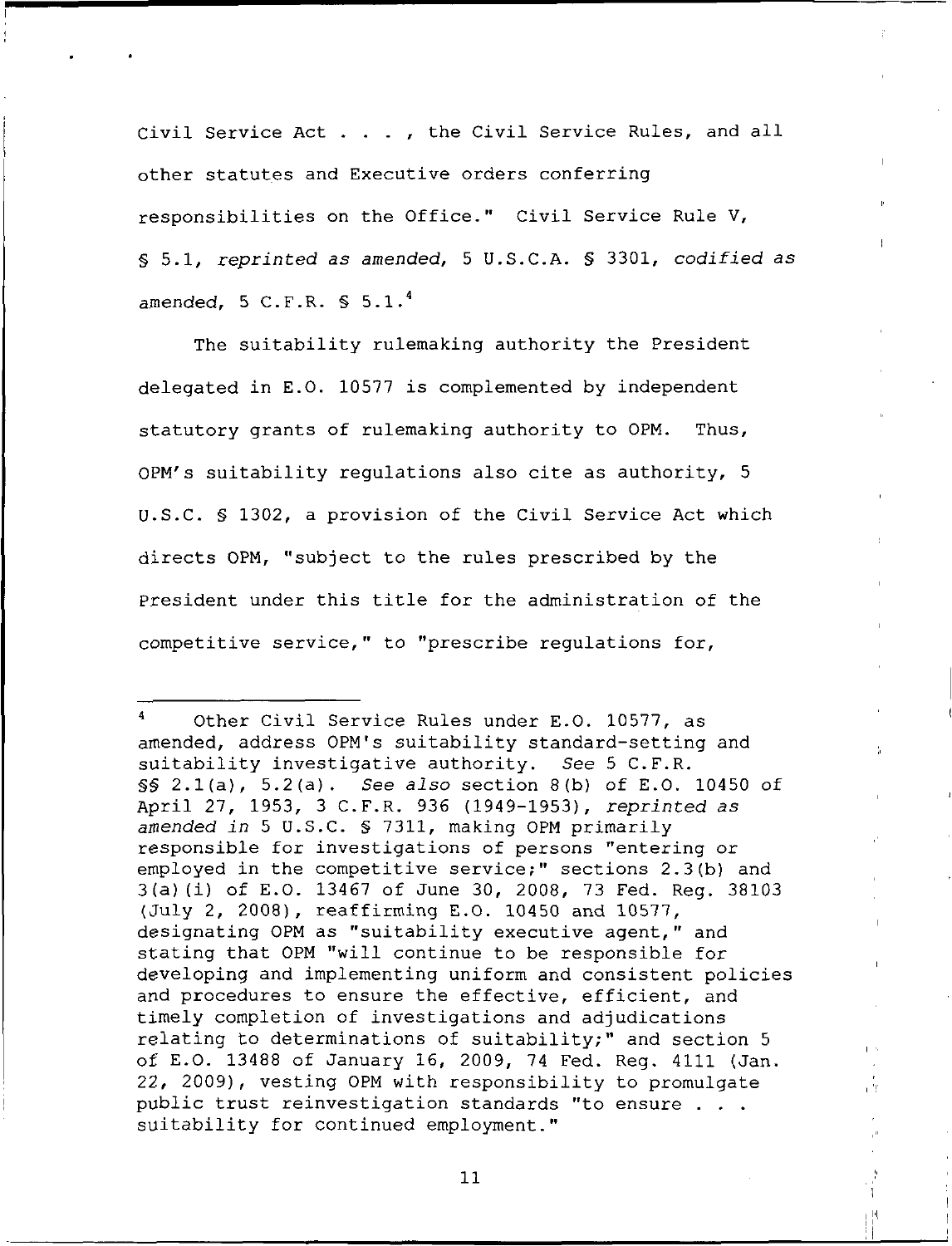Civil Service Act . . . , the Civil Service Rules, and all other statutes and Executive orders conferring responsibilities on the Office." Civil Service Rule V, § 5.1, *reprinted as amended*, 5 U.S.C.A. § 3301, *codified as amended*, 5 C.F.R. § 5.1.[4]

The suitability rulemaking authority the President delegated in E.O. 10577 is complemented by independent statutory grants of rulemaking authority to OPM. Thus, OPM's suitability regulations also cite as authority, 5 U.S.C. § 1302, a provision of the Civil Service Act which directs OPM, "subject to the rules prescribed by the President under this title for the administration of the competitive service," to "prescribe regulations for,

---

[4] Other Civil Service Rules under E.O. 10577, as amended, address OPM's suitability standard-setting and suitability investigative authority. *See* 5 C.F.R. §§ 2.1(a), 5.2(a). *See also* section 8(b) of E.O. 10450 of April 27, 1953, 3 C.F.R. 936 (1949-1953), *reprinted as amended in* 5 U.S.C. § 7311, making OPM primarily responsible for investigations of persons "entering or employed in the competitive service;" sections 2.3(b) and 3(a)(i) of E.O. 13467 of June 30, 2008, 73 Fed. Reg. 38103 (July 2, 2008), reaffirming E.O. 10450 and 10577, designating OPM as "suitability executive agent," and stating that OPM "will continue to be responsible for developing and implementing uniform and consistent policies and procedures to ensure the effective, efficient, and timely completion of investigations and adjudications relating to determinations of suitability;" and section 5 of E.O. 13488 of January 16, 2009, 74 Fed. Reg. 4111 (Jan. 22, 2009), vesting OPM with responsibility to promulgate public trust reinvestigation standards "to ensure . . . suitability for continued employment."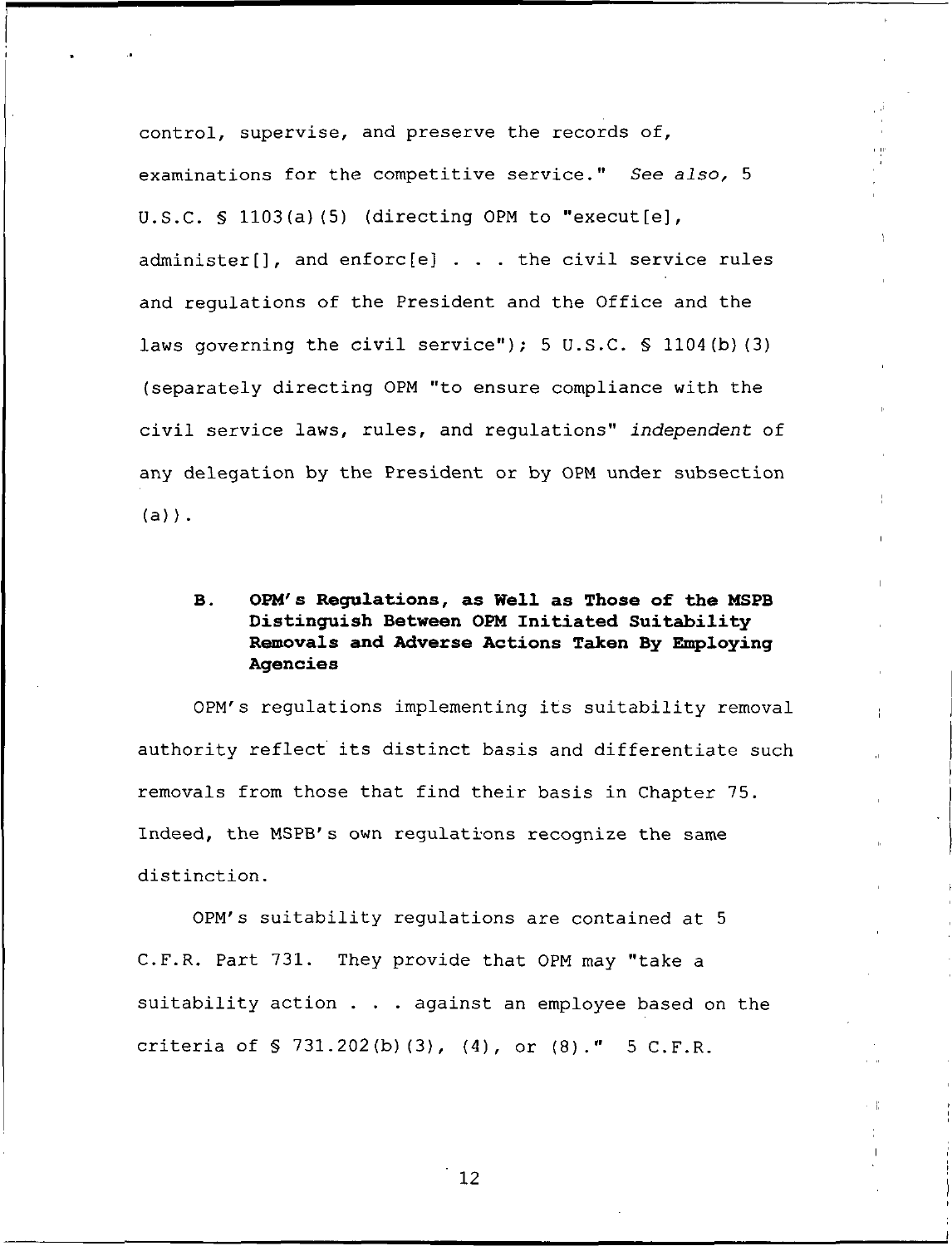control, supervise, and preserve the records of, examinations for the competitive service." *See also,* 5 U.S.C. § 1103(a)(5) (directing OPM to "execut[e], administer[], and enforc[e] . . . the civil service rules and regulations of the President and the Office and the laws governing the civil service"); 5 U.S.C. § 1104(b)(3) (separately directing OPM "to ensure compliance with the civil service laws, rules, and regulations" *independent* of any delegation by the President or by OPM under subsection (a)).

### B. OPM's Regulations, as Well as Those of the MSPB Distinguish Between OPM Initiated Suitability Removals and Adverse Actions Taken By Employing Agencies

OPM's regulations implementing its suitability removal authority reflect its distinct basis and differentiate such removals from those that find their basis in Chapter 75. Indeed, the MSPB's own regulations recognize the same distinction.

OPM's suitability regulations are contained at 5 C.F.R. Part 731. They provide that OPM may "take a suitability action . . . against an employee based on the criteria of § 731.202(b)(3), (4), or (8)." 5 C.F.R.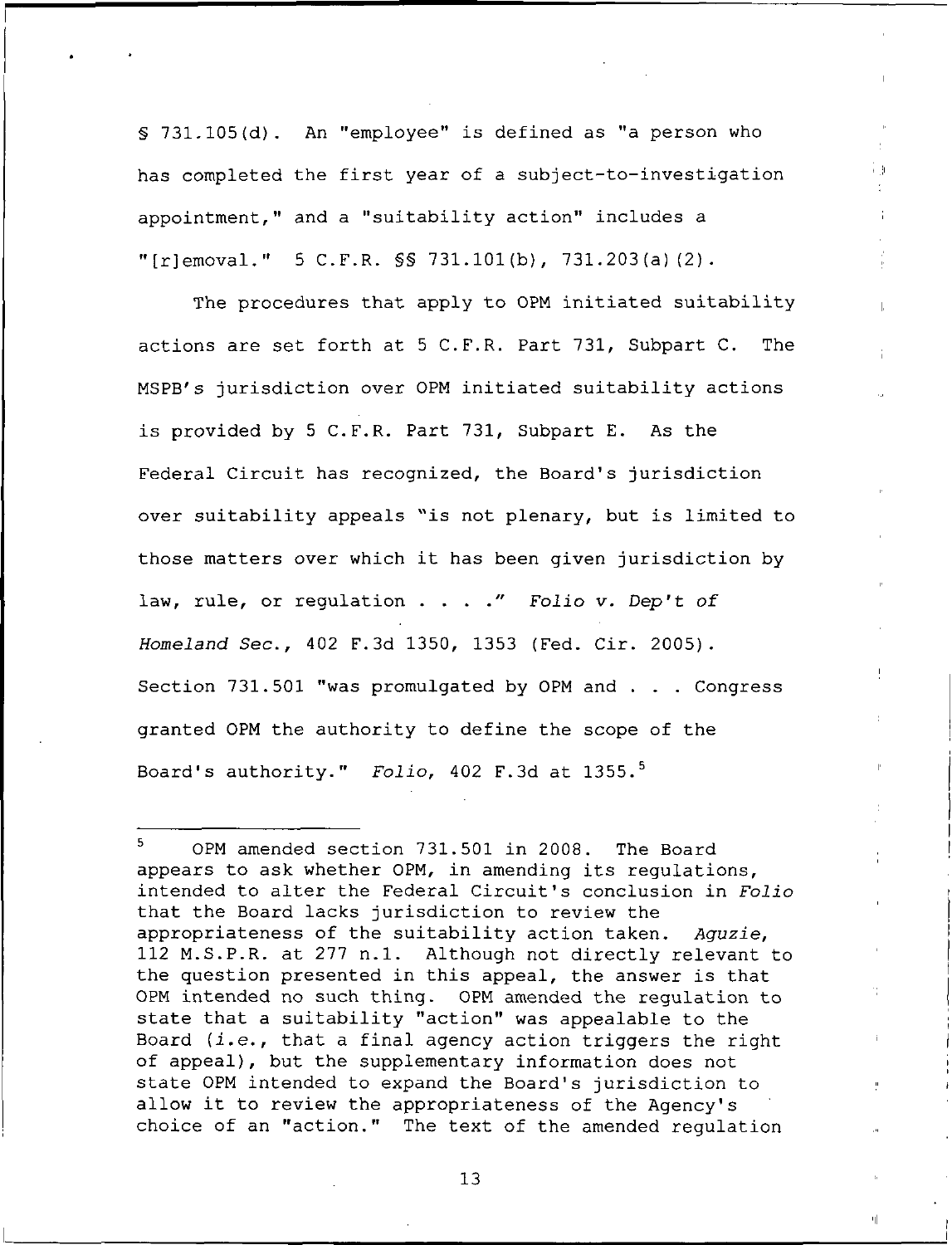§ 731.105(d). An "employee" is defined as "a person who has completed the first year of a subject-to-investigation appointment," and a "suitability action" includes a "[r]emoval." 5 C.F.R. §§ 731.101(b), 731.203(a)(2).

The procedures that apply to OPM initiated suitability actions are set forth at 5 C.F.R. Part 731, Subpart C. The MSPB's jurisdiction over OPM initiated suitability actions is provided by 5 C.F.R. Part 731, Subpart E. As the Federal Circuit has recognized, the Board's jurisdiction over suitability appeals "is not plenary, but is limited to those matters over which it has been given jurisdiction by law, rule, or regulation . . . ." *Folio v. Dep't of Homeland Sec.*, 402 F.3d 1350, 1353 (Fed. Cir. 2005). Section 731.501 "was promulgated by OPM and . . . Congress granted OPM the authority to define the scope of the Board's authority." *Folio*, 402 F.3d at 1355.[5]

---

[5] OPM amended section 731.501 in 2008. The Board appears to ask whether OPM, in amending its regulations, intended to alter the Federal Circuit's conclusion in *Folio* that the Board lacks jurisdiction to review the appropriateness of the suitability action taken. *Aguzie*, 112 M.S.P.R. at 277 n.1. Although not directly relevant to the question presented in this appeal, the answer is that OPM intended no such thing. OPM amended the regulation to state that a suitability "action" was appealable to the Board (*i.e.*, that a final agency action triggers the right of appeal), but the supplementary information does not state OPM intended to expand the Board's jurisdiction to allow it to review the appropriateness of the Agency's choice of an "action." The text of the amended regulation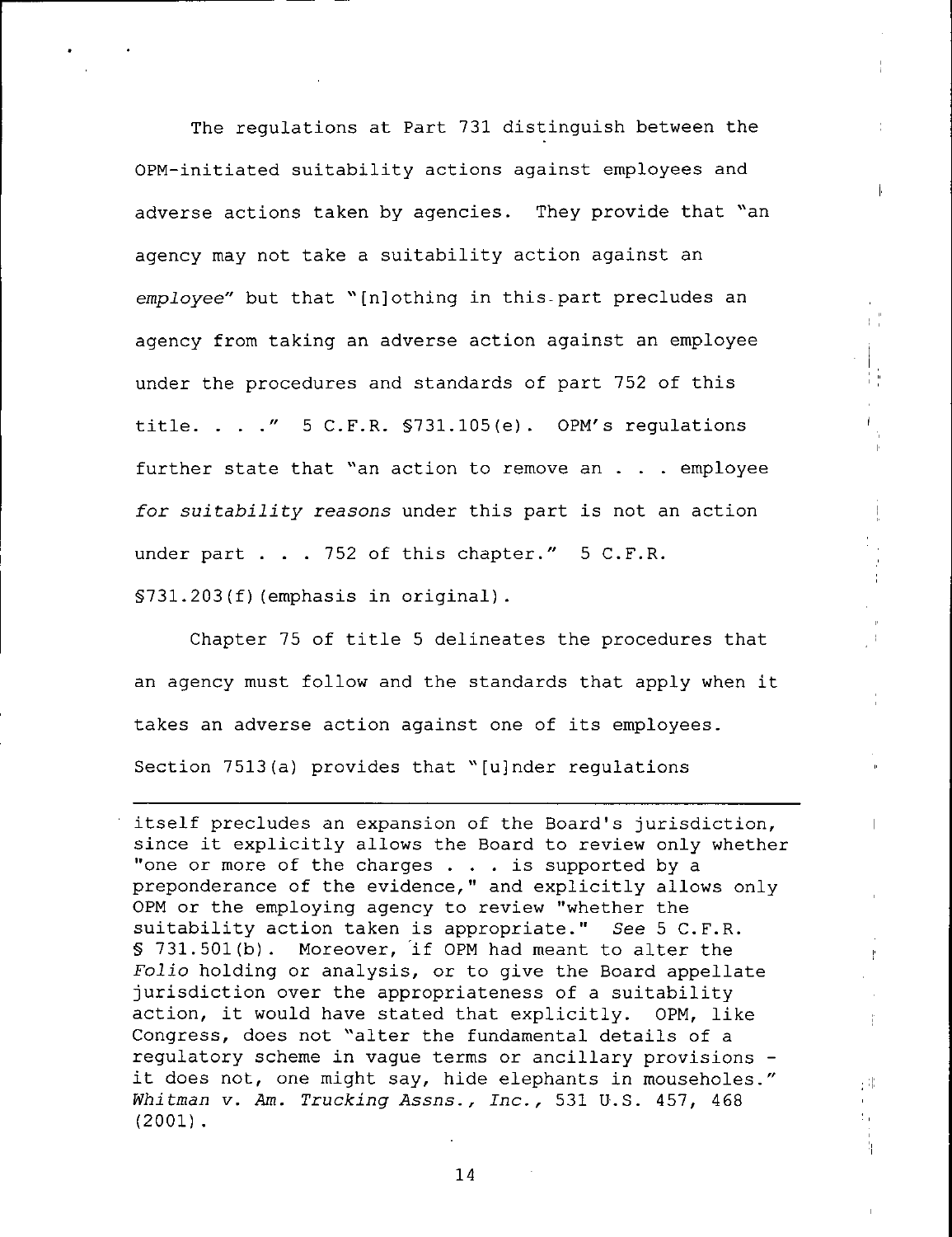The regulations at Part 731 distinguish between the OPM-initiated suitability actions against employees and adverse actions taken by agencies. They provide that "an agency may not take a suitability action against an *employee*" but that "[n]othing in this part precludes an agency from taking an adverse action against an employee under the procedures and standards of part 752 of this title. . . ." 5 C.F.R. §731.105(e). OPM's regulations further state that "an action to remove an . . . employee *for suitability reasons* under this part is not an action under part . . . 752 of this chapter." 5 C.F.R. §731.203(f)(emphasis in original).

Chapter 75 of title 5 delineates the procedures that an agency must follow and the standards that apply when it takes an adverse action against one of its employees. Section 7513(a) provides that "[u]nder regulations

---

itself precludes an expansion of the Board's jurisdiction, since it explicitly allows the Board to review only whether "one or more of the charges . . . is supported by a preponderance of the evidence," and explicitly allows only OPM or the employing agency to review "whether the suitability action taken is appropriate." *See* 5 C.F.R. § 731.501(b). Moreover, if OPM had meant to alter the *Folio* holding or analysis, or to give the Board appellate jurisdiction over the appropriateness of a suitability action, it would have stated that explicitly. OPM, like Congress, does not "alter the fundamental details of a regulatory scheme in vague terms or ancillary provisions - it does not, one might say, hide elephants in mouseholes." *Whitman v. Am. Trucking Assns., Inc.*, 531 U.S. 457, 468 (2001).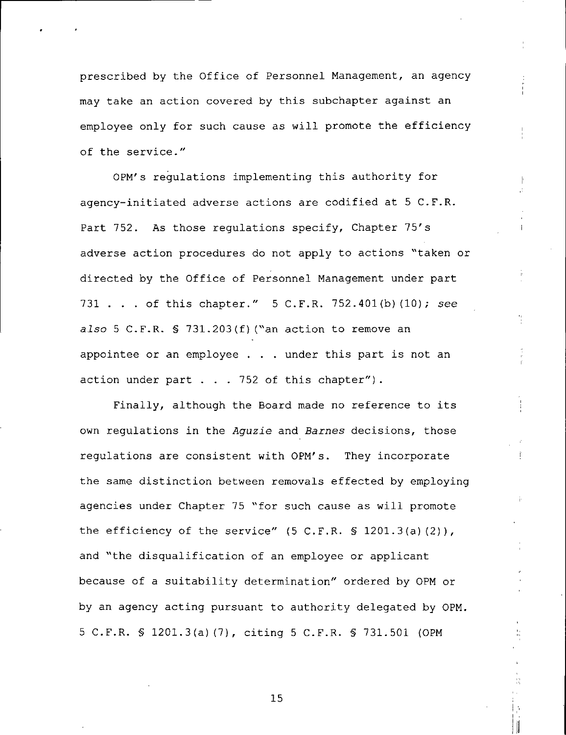prescribed by the Office of Personnel Management, an agency may take an action covered by this subchapter against an employee only for such cause as will promote the efficiency of the service."

OPM's regulations implementing this authority for agency-initiated adverse actions are codified at 5 C.F.R. Part 752. As those regulations specify, Chapter 75's adverse action procedures do not apply to actions "taken or directed by the Office of Personnel Management under part 731 . . . of this chapter." 5 C.F.R. 752.401(b)(10); *see also* 5 C.F.R. § 731.203(f)("an action to remove an appointee or an employee . . . under this part is not an action under part . . . 752 of this chapter").

Finally, although the Board made no reference to its own regulations in the *Aguzie* and *Barnes* decisions, those regulations are consistent with OPM's. They incorporate the same distinction between removals effected by employing agencies under Chapter 75 "for such cause as will promote the efficiency of the service" (5 C.F.R. § 1201.3(a)(2)), and "the disqualification of an employee or applicant because of a suitability determination" ordered by OPM or by an agency acting pursuant to authority delegated by OPM. 5 C.F.R. § 1201.3(a)(7), citing 5 C.F.R. § 731.501 (OPM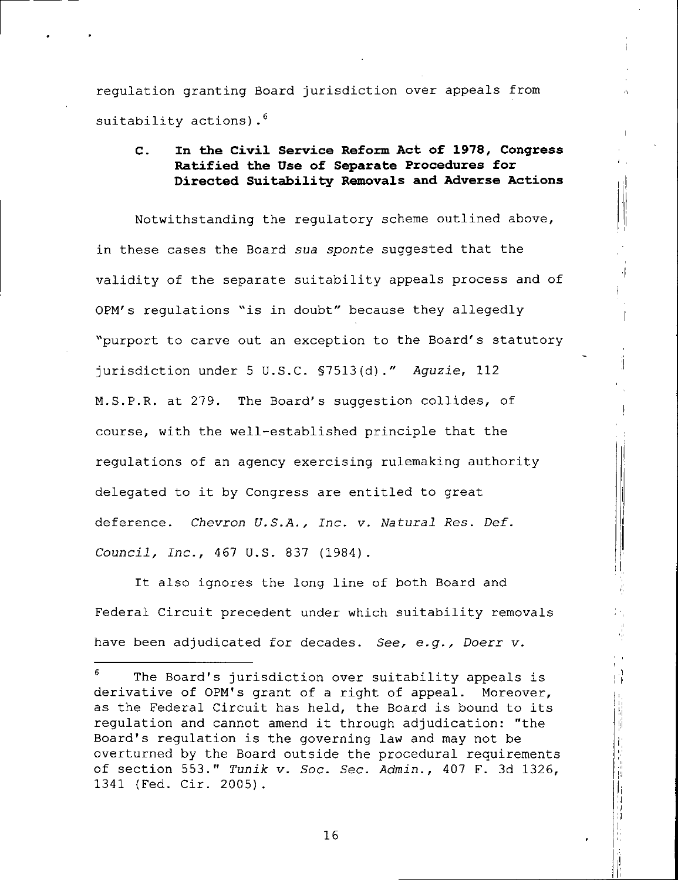regulation granting Board jurisdiction over appeals from suitability actions).[6]

### C. In the Civil Service Reform Act of 1978, Congress Ratified the Use of Separate Procedures for Directed Suitability Removals and Adverse Actions

Notwithstanding the regulatory scheme outlined above, in these cases the Board *sua sponte* suggested that the validity of the separate suitability appeals process and of OPM's regulations "is in doubt" because they allegedly "purport to carve out an exception to the Board's statutory jurisdiction under 5 U.S.C. §7513(d)." *Aguzie*, 112 M.S.P.R. at 279. The Board's suggestion collides, of course, with the well-established principle that the regulations of an agency exercising rulemaking authority delegated to it by Congress are entitled to great deference. *Chevron U.S.A., Inc. v. Natural Res. Def. Council, Inc.*, 467 U.S. 837 (1984).

It also ignores the long line of both Board and Federal Circuit precedent under which suitability removals have been adjudicated for decades. *See, e.g., Doerr v.*

---

[6] The Board's jurisdiction over suitability appeals is derivative of OPM's grant of a right of appeal. Moreover, as the Federal Circuit has held, the Board is bound to its regulation and cannot amend it through adjudication: "the Board's regulation is the governing law and may not be overturned by the Board outside the procedural requirements of section 553." *Tunik v. Soc. Sec. Admin.*, 407 F. 3d 1326, 1341 (Fed. Cir. 2005).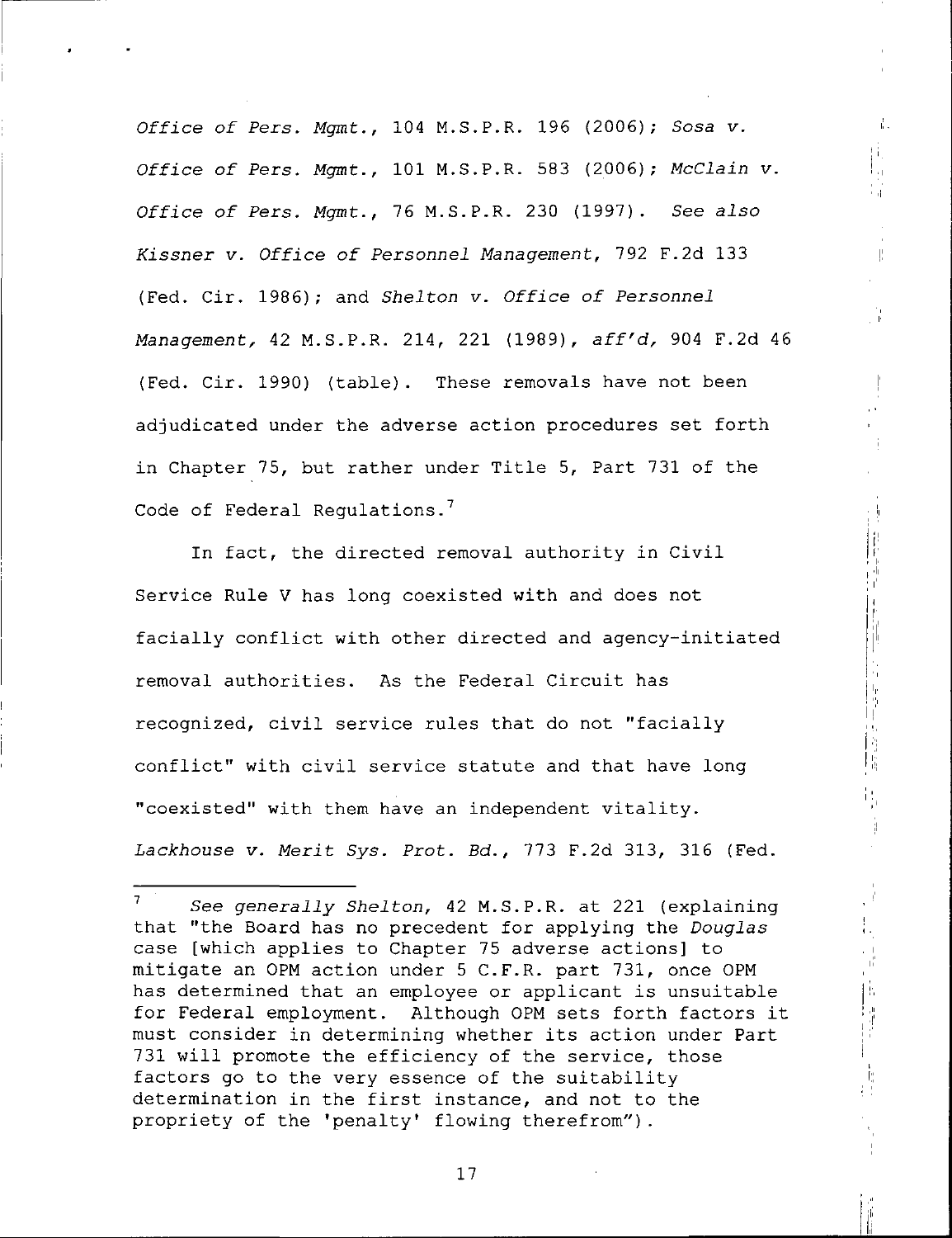*Office of Pers. Mgmt.*, 104 M.S.P.R. 196 (2006); *Sosa v. Office of Pers. Mgmt.*, 101 M.S.P.R. 583 (2006); *McClain v. Office of Pers. Mgmt.*, 76 M.S.P.R. 230 (1997). *See also Kissner v. Office of Personnel Management*, 792 F.2d 133 (Fed. Cir. 1986); and *Shelton v. Office of Personnel Management*, 42 M.S.P.R. 214, 221 (1989), *aff'd*, 904 F.2d 46 (Fed. Cir. 1990) (table). These removals have not been adjudicated under the adverse action procedures set forth in Chapter 75, but rather under Title 5, Part 731 of the Code of Federal Regulations.[7]

In fact, the directed removal authority in Civil Service Rule V has long coexisted with and does not facially conflict with other directed and agency-initiated removal authorities. As the Federal Circuit has recognized, civil service rules that do not "facially conflict" with civil service statute and that have long "coexisted" with them have an independent vitality. *Lackhouse v. Merit Sys. Prot. Bd.*, 773 F.2d 313, 316 (Fed.

---

[7] *See generally Shelton*, 42 M.S.P.R. at 221 (explaining that "the Board has no precedent for applying the *Douglas* case [which applies to Chapter 75 adverse actions] to mitigate an OPM action under 5 C.F.R. part 731, once OPM has determined that an employee or applicant is unsuitable for Federal employment. Although OPM sets forth factors it must consider in determining whether its action under Part 731 will promote the efficiency of the service, those factors go to the very essence of the suitability determination in the first instance, and not to the propriety of the 'penalty' flowing therefrom").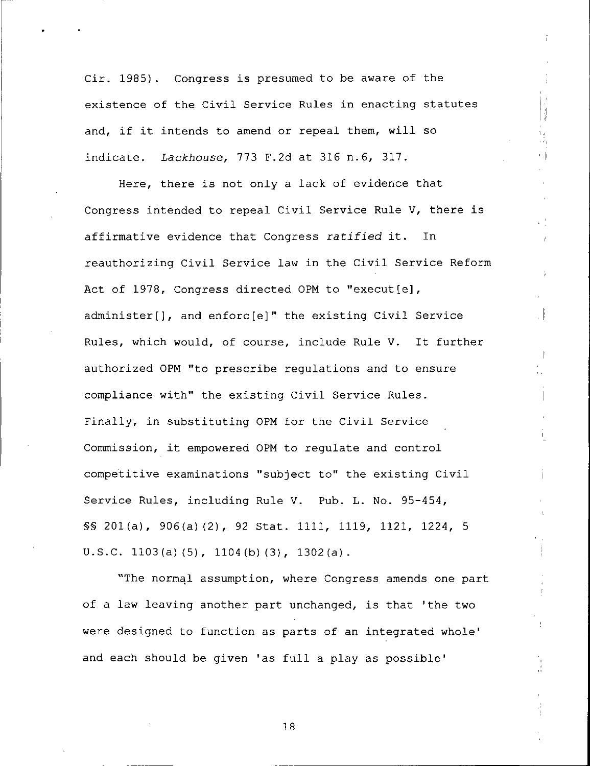Cir. 1985). Congress is presumed to be aware of the existence of the Civil Service Rules in enacting statutes and, if it intends to amend or repeal them, will so indicate. *Lackhouse*, 773 F.2d at 316 n.6, 317.

Here, there is not only a lack of evidence that Congress intended to repeal Civil Service Rule V, there is affirmative evidence that Congress *ratified* it. In reauthorizing Civil Service law in the Civil Service Reform Act of 1978, Congress directed OPM to "execut[e], administer[], and enforc[e]" the existing Civil Service Rules, which would, of course, include Rule V. It further authorized OPM "to prescribe regulations and to ensure compliance with" the existing Civil Service Rules. Finally, in substituting OPM for the Civil Service Commission, it empowered OPM to regulate and control competitive examinations "subject to" the existing Civil Service Rules, including Rule V. Pub. L. No. 95-454, §§ 201(a), 906(a)(2), 92 Stat. 1111, 1119, 1121, 1224, 5 U.S.C. 1103(a)(5), 1104(b)(3), 1302(a).

"The normal assumption, where Congress amends one part of a law leaving another part unchanged, is that 'the two were designed to function as parts of an integrated whole' and each should be given 'as full a play as possible'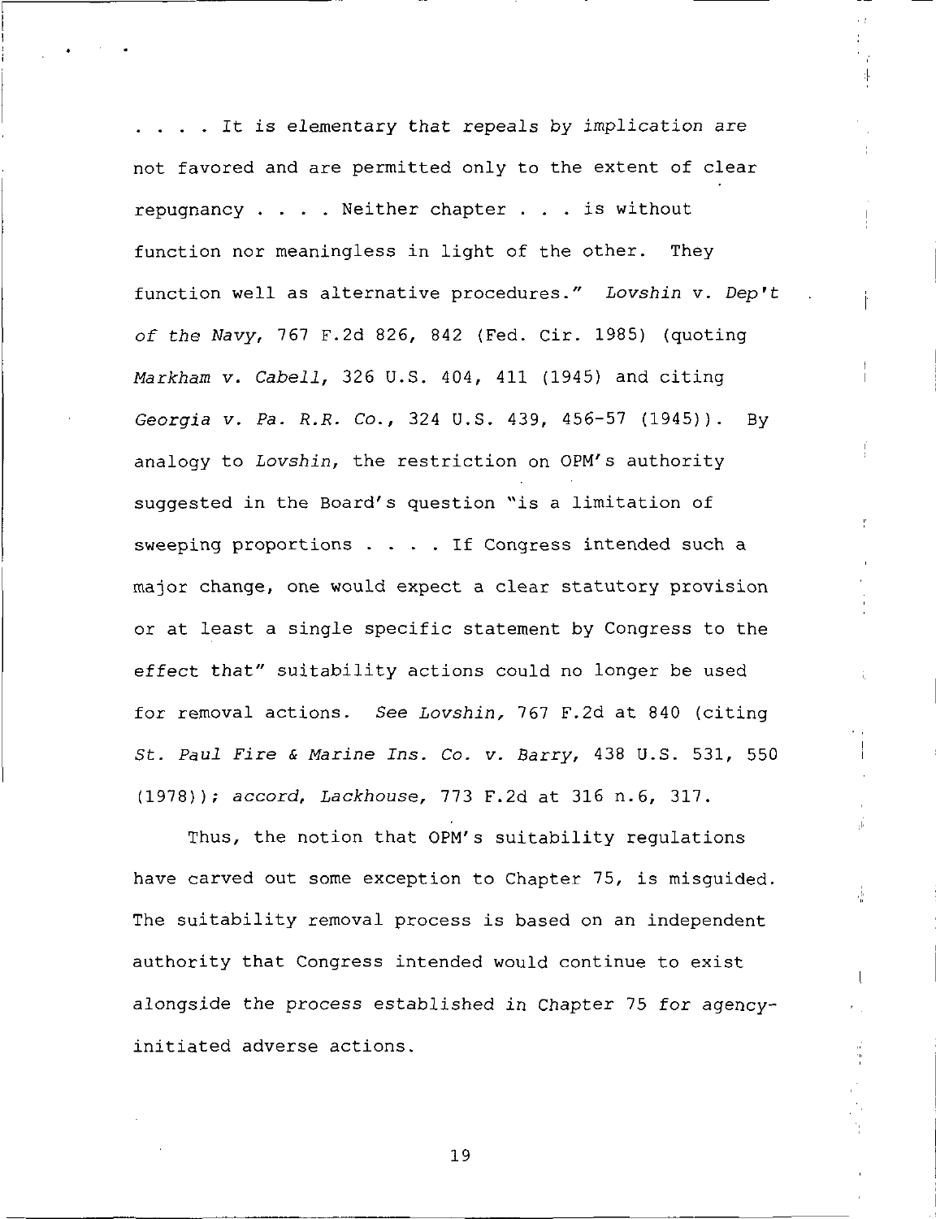. . . . It is elementary that repeals by *implication* are not favored and are permitted only to the extent of clear repugnancy . . . . Neither chapter . . . is without function nor meaningless in light of the other. They function well as alternative procedures." *Lovshin* v. *Dep't of the Navy*, 767 F.2d 826, 842 (Fed. Cir. 1985) (quoting *Markham v. Cabell*, 326 U.S. 404, 411 (1945) and citing *Georgia v. Pa. R.R. Co.*, 324 U.S. 439, 456-57 (1945)). By analogy to *Lovshin*, the restriction on OPM's authority suggested in the Board's question "is a limitation of sweeping proportions . . . . If Congress intended such a major change, one would expect a clear statutory provision or at least a single specific statement by Congress to the effect that" suitability actions could no longer be used for removal actions. *See Lovshin,* 767 F.2d at 840 (citing *St. Paul Fire & Marine Ins. Co. v. Barry*, 438 U.S. 531, 550 (1978)); *accord, Lackhouse*, 773 F.2d at 316 n.6, 317.

Thus, the notion that OPM's suitability regulations have carved out some exception to Chapter 75, is misguided. The suitability removal process is based on an independent authority that Congress intended would continue to exist alongside the process established in Chapter 75 for agency-initiated adverse actions.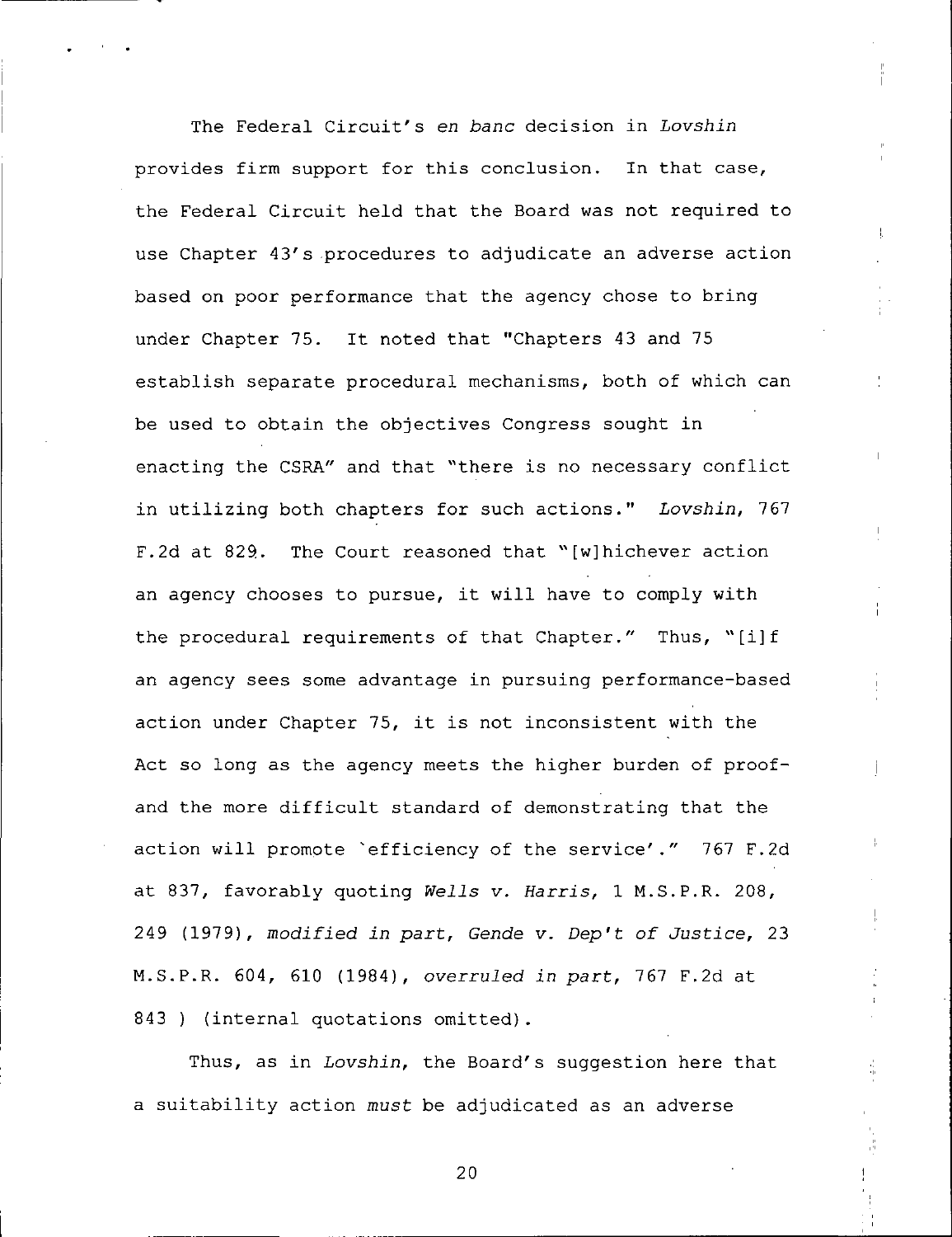The Federal Circuit's *en banc* decision in *Lovshin* provides firm support for this conclusion. In that case, the Federal Circuit held that the Board was not required to use Chapter 43's procedures to adjudicate an adverse action based on poor performance that the agency chose to bring under Chapter 75. It noted that "Chapters 43 and 75 establish separate procedural mechanisms, both of which can be used to obtain the objectives Congress sought in enacting the CSRA" and that "there is no necessary conflict in utilizing both chapters for such actions." *Lovshin*, 767 F.2d at 829. The Court reasoned that "[w]hichever action an agency chooses to pursue, it will have to comply with the procedural requirements of that Chapter." Thus, "[i]f an agency sees some advantage in pursuing performance-based action under Chapter 75, it is not inconsistent with the Act so long as the agency meets the higher burden of proof-and the more difficult standard of demonstrating that the action will promote `efficiency of the service'." 767 F.2d at 837, favorably quoting *Wells v. Harris*, 1 M.S.P.R. 208, 249 (1979), *modified in part*, *Gende v. Dep't of Justice*, 23 M.S.P.R. 604, 610 (1984), *overruled in part*, 767 F.2d at 843 ) (internal quotations omitted).

Thus, as in *Lovshin*, the Board's suggestion here that a suitability action *must* be adjudicated as an adverse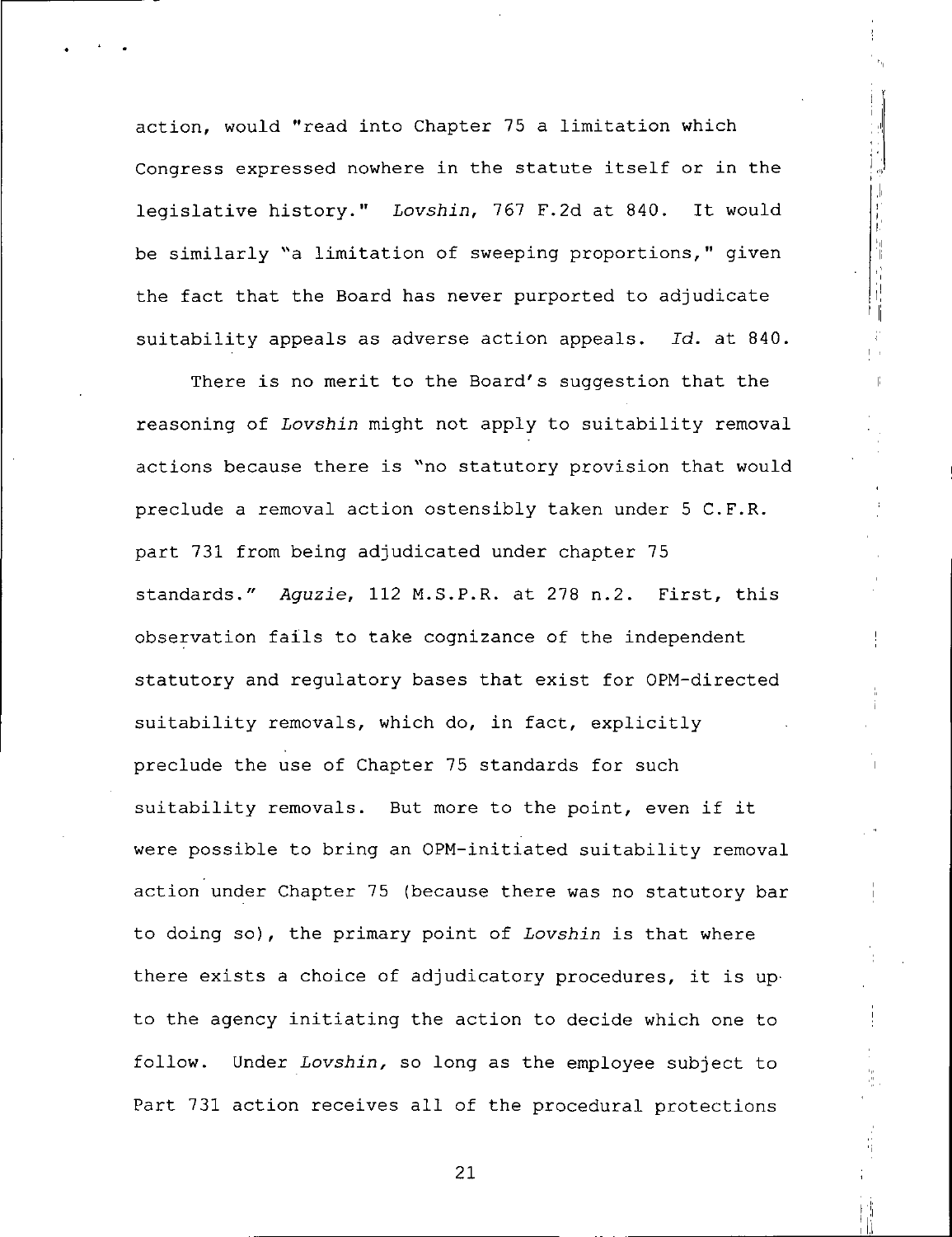action, would "read into Chapter 75 a limitation which Congress expressed nowhere in the statute itself or in the legislative history." *Lovshin*, 767 F.2d at 840. It would be similarly "a limitation of sweeping proportions," given the fact that the Board has never purported to adjudicate suitability appeals as adverse action appeals. *Id.* at 840.

There is no merit to the Board's suggestion that the reasoning of *Lovshin* might not apply to suitability removal actions because there is "no statutory provision that would preclude a removal action ostensibly taken under 5 C.F.R. part 731 from being adjudicated under chapter 75 standards." *Aguzie*, 112 M.S.P.R. at 278 n.2. First, this observation fails to take cognizance of the independent statutory and regulatory bases that exist for OPM-directed suitability removals, which do, in fact, explicitly preclude the use of Chapter 75 standards for such suitability removals. But more to the point, even if it were possible to bring an OPM-initiated suitability removal action under Chapter 75 (because there was no statutory bar to doing so), the primary point of *Lovshin* is that where there exists a choice of adjudicatory procedures, it is up to the agency initiating the action to decide which one to follow. Under *Lovshin,* so long as the employee subject to Part 731 action receives all of the procedural protections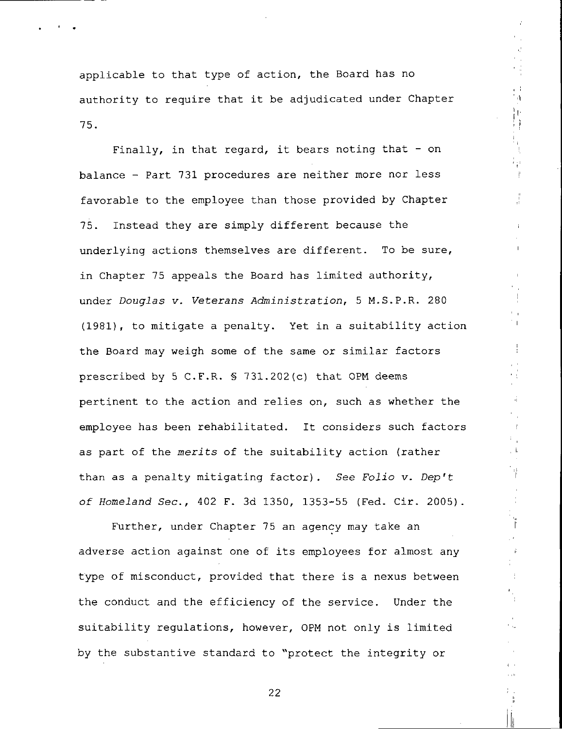applicable to that type of action, the Board has no authority to require that it be adjudicated under Chapter 75.

Finally, in that regard, it bears noting that - on balance - Part 731 procedures are neither more nor less favorable to the employee than those provided by Chapter 75. Instead they are simply different because the underlying actions themselves are different. To be sure, in Chapter 75 appeals the Board has limited authority, under *Douglas v. Veterans Administration*, 5 M.S.P.R. 280 (1981), to mitigate a penalty. Yet in a suitability action the Board may weigh some of the same or similar factors prescribed by 5 C.F.R. § 731.202(c) that OPM deems pertinent to the action and relies on, such as whether the employee has been rehabilitated. It considers such factors as part of the *merits* of the suitability action (rather than as a penalty mitigating factor). *See Folio v. Dep't of Homeland Sec.*, 402 F. 3d 1350, 1353-55 (Fed. Cir. 2005).

Further, under Chapter 75 an agency may take an adverse action against one of its employees for almost any type of misconduct, provided that there is a nexus between the conduct and the efficiency of the service. Under the suitability regulations, however, OPM not only is limited by the substantive standard to "protect the integrity or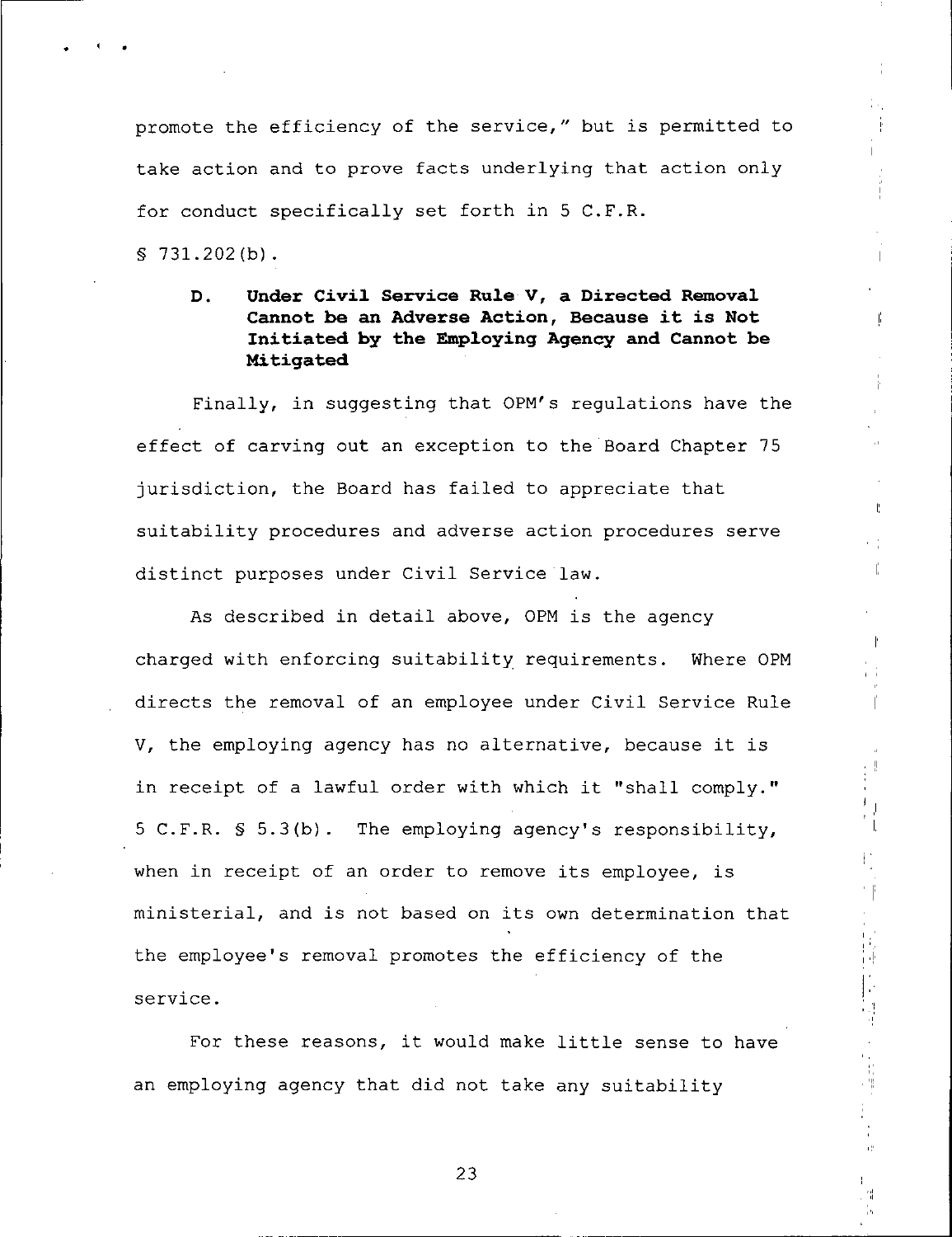promote the efficiency of the service," but is permitted to take action and to prove facts underlying that action only for conduct specifically set forth in 5 C.F.R. § 731.202(b).

### D. Under Civil Service Rule V, a Directed Removal Cannot be an Adverse Action, Because it is Not Initiated by the Employing Agency and Cannot be Mitigated

Finally, in suggesting that OPM's regulations have the effect of carving out an exception to the Board Chapter 75 jurisdiction, the Board has failed to appreciate that suitability procedures and adverse action procedures serve distinct purposes under Civil Service law.

As described in detail above, OPM is the agency charged with enforcing suitability requirements. Where OPM directs the removal of an employee under Civil Service Rule V, the employing agency has no alternative, because it is in receipt of a lawful order with which it "shall comply." 5 C.F.R. § 5.3(b). The employing agency's responsibility, when in receipt of an order to remove its employee, is ministerial, and is not based on its own determination that the employee's removal promotes the efficiency of the service.

For these reasons, it would make little sense to have an employing agency that did not take any suitability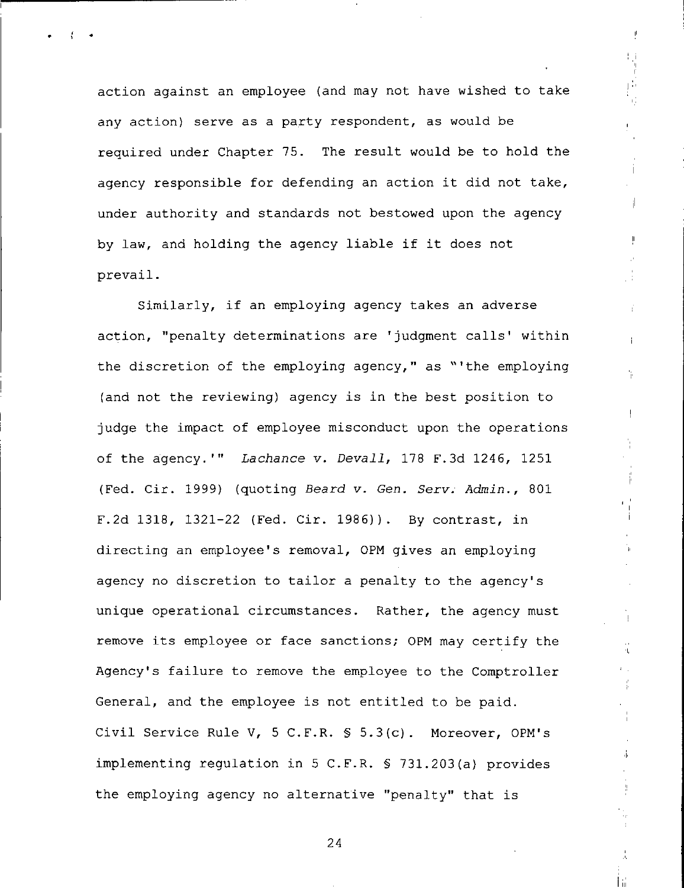action against an employee (and may not have wished to take any action) serve as a party respondent, as would be required under Chapter 75. The result would be to hold the agency responsible for defending an action it did not take, under authority and standards not bestowed upon the agency by law, and holding the agency liable if it does not prevail.

Similarly, if an employing agency takes an adverse action, "penalty determinations are 'judgment calls' within the discretion of the employing agency," as "'the employing (and not the reviewing) agency is in the best position to judge the impact of employee misconduct upon the operations of the agency.'" *Lachance v. Devall*, 178 F.3d 1246, 1251 (Fed. Cir. 1999) (quoting *Beard v. Gen. Serv. Admin.*, 801 F.2d 1318, 1321-22 (Fed. Cir. 1986)). By contrast, in directing an employee's removal, OPM gives an employing agency no discretion to tailor a penalty to the agency's unique operational circumstances. Rather, the agency must remove its employee or face sanctions; OPM may certify the Agency's failure to remove the employee to the Comptroller General, and the employee is not entitled to be paid. Civil Service Rule V, 5 C.F.R. § 5.3(c). Moreover, OPM's implementing regulation in 5 C.F.R. § 731.203(a) provides the employing agency no alternative "penalty" that is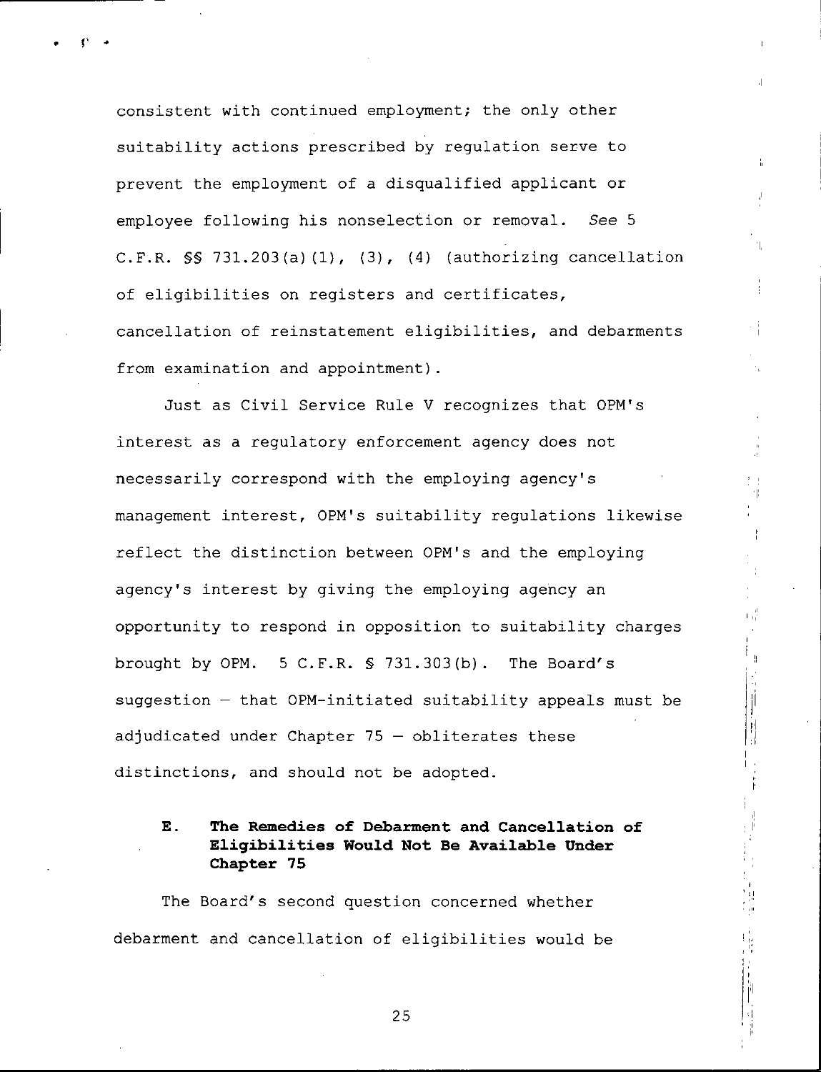consistent with continued employment; the only other suitability actions prescribed by regulation serve to prevent the employment of a disqualified applicant or employee following his nonselection or removal. *See* 5 C.F.R. §§ 731.203(a)(1), (3), (4) (authorizing cancellation of eligibilities on registers and certificates, cancellation of reinstatement eligibilities, and debarments from examination and appointment).

Just as Civil Service Rule V recognizes that OPM's interest as a regulatory enforcement agency does not necessarily correspond with the employing agency's management interest, OPM's suitability regulations likewise reflect the distinction between OPM's and the employing agency's interest by giving the employing agency an opportunity to respond in opposition to suitability charges brought by OPM. 5 C.F.R. § 731.303(b). The Board's suggestion – that OPM-initiated suitability appeals must be adjudicated under Chapter 75 – obliterates these distinctions, and should not be adopted.

### E. The Remedies of Debarment and Cancellation of Eligibilities Would Not Be Available Under Chapter 75

The Board's second question concerned whether debarment and cancellation of eligibilities would be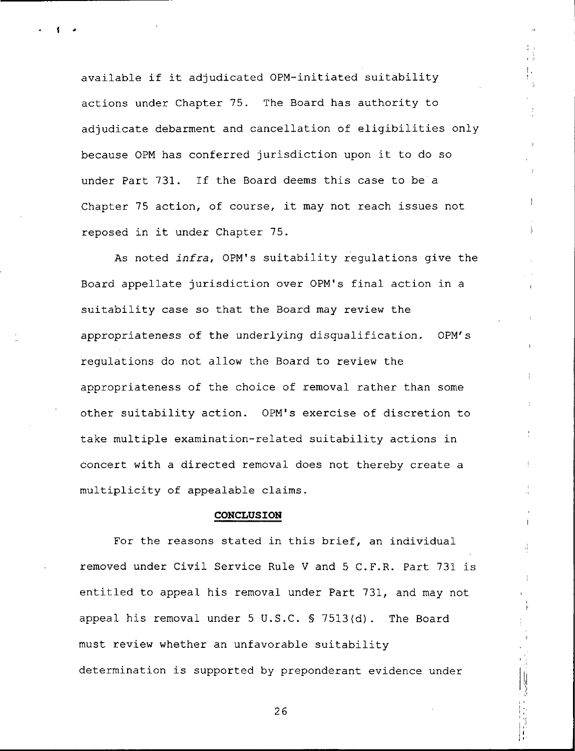available if it adjudicated OPM-initiated suitability actions under Chapter 75. The Board has authority to adjudicate debarment and cancellation of eligibilities only because OPM has conferred jurisdiction upon it to do so under Part 731. If the Board deems this case to be a Chapter 75 action, of course, it may not reach issues not reposed in it under Chapter 75.

As noted *infra*, OPM's suitability regulations give the Board appellate jurisdiction over OPM's final action in a suitability case so that the Board may review the appropriateness of the underlying disqualification. OPM's regulations do not allow the Board to review the appropriateness of the choice of removal rather than some other suitability action. OPM's exercise of discretion to take multiple examination-related suitability actions in concert with a directed removal does not thereby create a multiplicity of appealable claims.

## CONCLUSION

For the reasons stated in this brief, an individual removed under Civil Service Rule V and 5 C.F.R. Part 731 is entitled to appeal his removal under Part 731, and may not appeal his removal under 5 U.S.C. § 7513(d). The Board must review whether an unfavorable suitability determination is supported by preponderant evidence under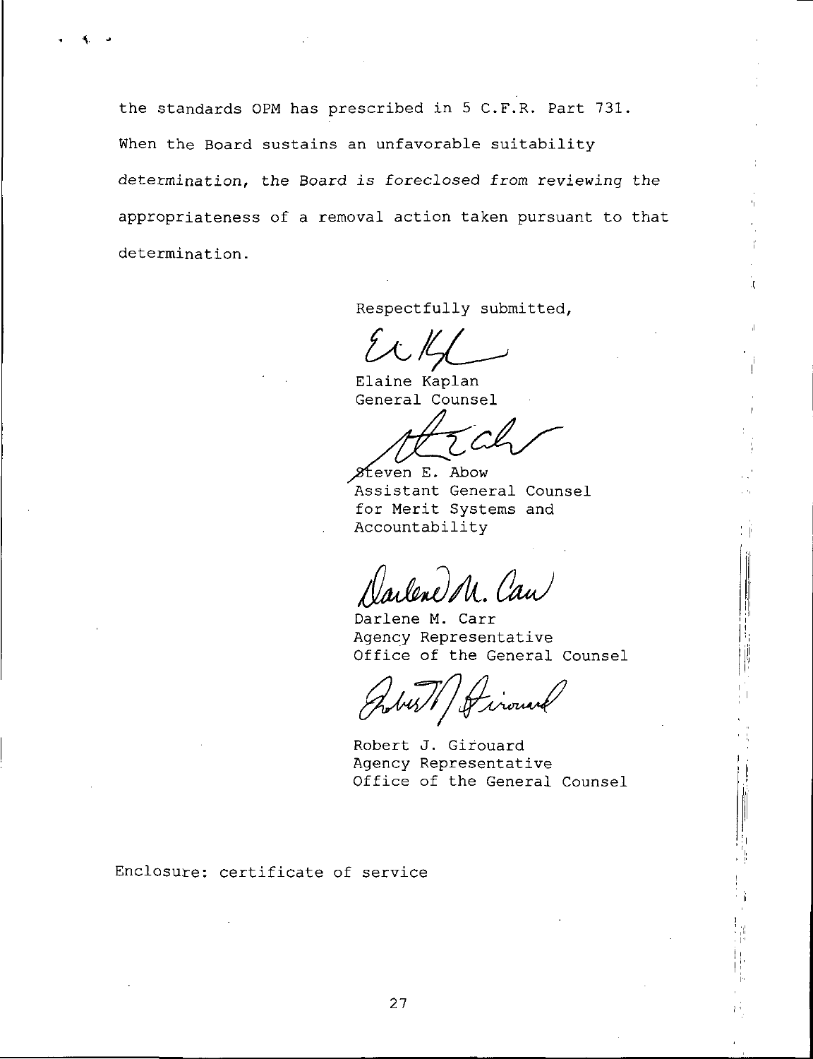the standards OPM has prescribed in 5 C.F.R. Part 731. When the Board sustains an unfavorable suitability determination, the *Board is foreclosed from reviewing* the appropriateness of a removal action taken pursuant to that determination.

Respectfully submitted,

Elaine Kaplan
General Counsel

Steven E. Abow
Assistant General Counsel
for Merit Systems and
Accountability

Darlene M. Carr
Agency Representative
Office of the General Counsel

Robert J. Girouard
Agency Representative
Office of the General Counsel

Enclosure: certificate of service